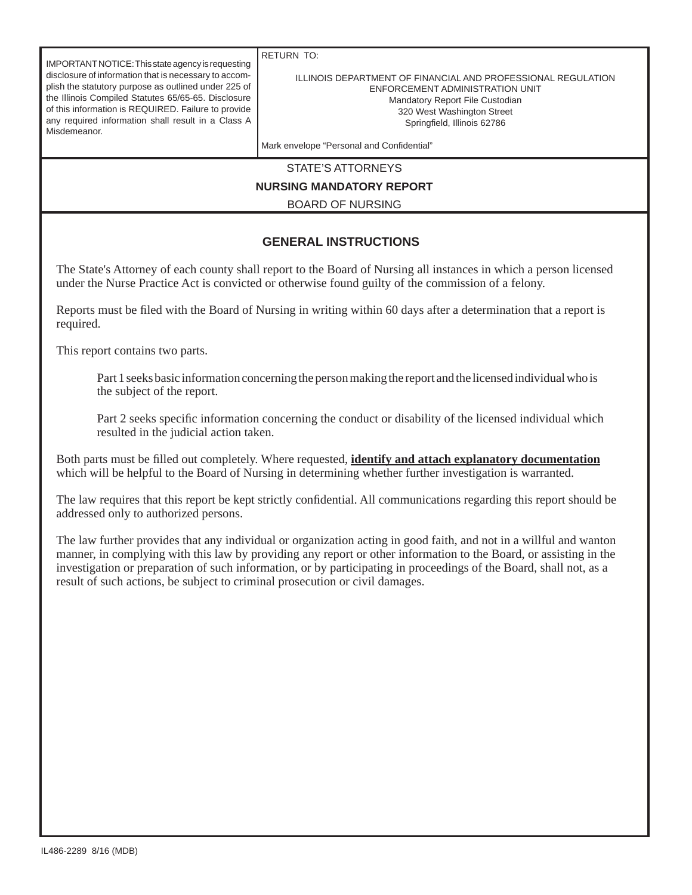IMPORTANT NOTICE: This state agency is requesting disclosure of information that is necessary to accomplish the statutory purpose as outlined under 225 of the Illinois Compiled Statutes 65/65-65. Disclosure of this information is REQUIRED. Failure to provide any required information shall result in a Class A Misdemeanor.

RETURN TO:

ILLINOIS DEPARTMENT OF FINANCIAL AND PROFESSIONAL REGULATION
ENFORCEMENT ADMINISTRATION UNIT
Mandatory Report File Custodian
320 West Washington Street
Springfield, Illinois 62786

Mark envelope "Personal and Confidential"

STATE'S ATTORNEYS

**NURSING MANDATORY REPORT**

BOARD OF NURSING

## GENERAL INSTRUCTIONS

The State's Attorney of each county shall report to the Board of Nursing all instances in which a person licensed under the Nurse Practice Act is convicted or otherwise found guilty of the commission of a felony.

Reports must be filed with the Board of Nursing in writing within 60 days after a determination that a report is required.

This report contains two parts.

> Part 1 seeks basic information concerning the person making the report and the licensed individual who is the subject of the report.
>
> Part 2 seeks specific information concerning the conduct or disability of the licensed individual which resulted in the judicial action taken.

Both parts must be filled out completely. Where requested, **identify and attach explanatory documentation** which will be helpful to the Board of Nursing in determining whether further investigation is warranted.

The law requires that this report be kept strictly confidential. All communications regarding this report should be addressed only to authorized persons.

The law further provides that any individual or organization acting in good faith, and not in a willful and wanton manner, in complying with this law by providing any report or other information to the Board, or assisting in the investigation or preparation of such information, or by participating in proceedings of the Board, shall not, as a result of such actions, be subject to criminal prosecution or civil damages.

IL486-2289 8/16 (MDB)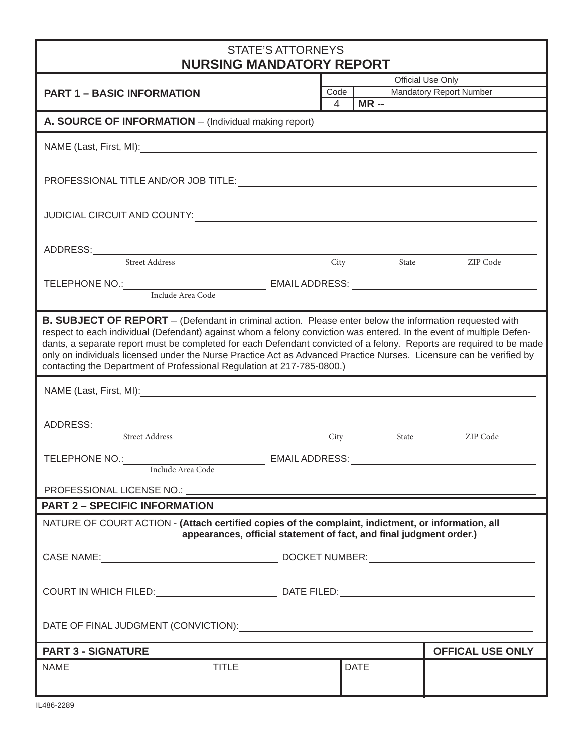# STATE'S ATTORNEYS
# NURSING MANDATORY REPORT

## PART 1 – BASIC INFORMATION

| Official Use Only | |
|---|---|
| Code | Mandatory Report Number |
| 4 | **MR --** |

### A. SOURCE OF INFORMATION – (Individual making report)

NAME (Last, First, MI): ____________________

PROFESSIONAL TITLE AND/OR JOB TITLE: ____________________

JUDICIAL CIRCUIT AND COUNTY: ____________________

ADDRESS: ____________________
Street Address City State ZIP Code

TELEPHONE NO.: ____________________ (Include Area Code) EMAIL ADDRESS: ____________________

### B. SUBJECT OF REPORT – (Defendant in criminal action. Please enter below the information requested with respect to each individual (Defendant) against whom a felony conviction was entered. In the event of multiple Defendants, a separate report must be completed for each Defendant convicted of a felony. Reports are required to be made only on individuals licensed under the Nurse Practice Act as Advanced Practice Nurses. Licensure can be verified by contacting the Department of Professional Regulation at 217-785-0800.)

NAME (Last, First, MI): ____________________

ADDRESS: ____________________
Street Address City State ZIP Code

TELEPHONE NO.: ____________________ (Include Area Code) EMAIL ADDRESS: ____________________

PROFESSIONAL LICENSE NO.: ____________________

## PART 2 – SPECIFIC INFORMATION

NATURE OF COURT ACTION - **(Attach certified copies of the complaint, indictment, or information, all appearances, official statement of fact, and final judgment order.)**

CASE NAME: ____________________ DOCKET NUMBER: ____________________

COURT IN WHICH FILED: ____________________ DATE FILED: ____________________

DATE OF FINAL JUDGMENT (CONVICTION): ____________________

## PART 3 - SIGNATURE

| NAME | TITLE | DATE | OFFICAL USE ONLY |
|---|---|---|---|
| | | | |

IL486-2289